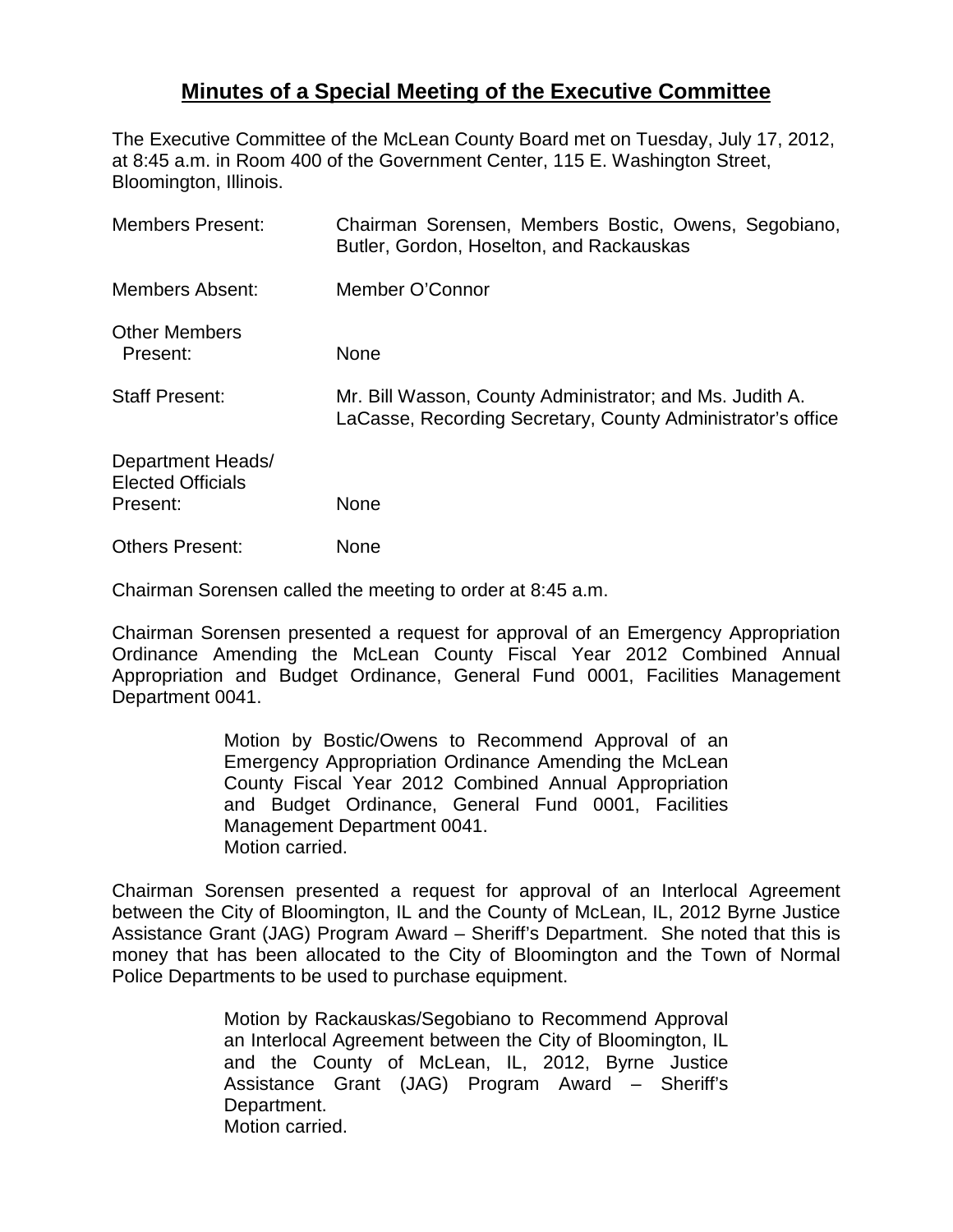# Minutes of a Special Meeting of the Executive Committee

The Executive Committee of the McLean County Board met on Tuesday, July 17, 2012, at 8:45 a.m. in Room 400 of the Government Center, 115 E. Washington Street, Bloomington, Illinois.

| | |
|---|---|
| Members Present: | Chairman Sorensen, Members Bostic, Owens, Segobiano, Butler, Gordon, Hoselton, and Rackauskas |
| Members Absent: | Member O'Connor |
| Other Members Present: | None |
| Staff Present: | Mr. Bill Wasson, County Administrator; and Ms. Judith A. LaCasse, Recording Secretary, County Administrator's office |
| Department Heads/ Elected Officials Present: | None |
| Others Present: | None |

Chairman Sorensen called the meeting to order at 8:45 a.m.

Chairman Sorensen presented a request for approval of an Emergency Appropriation Ordinance Amending the McLean County Fiscal Year 2012 Combined Annual Appropriation and Budget Ordinance, General Fund 0001, Facilities Management Department 0041.

> Motion by Bostic/Owens to Recommend Approval of an Emergency Appropriation Ordinance Amending the McLean County Fiscal Year 2012 Combined Annual Appropriation and Budget Ordinance, General Fund 0001, Facilities Management Department 0041.
> Motion carried.

Chairman Sorensen presented a request for approval of an Interlocal Agreement between the City of Bloomington, IL and the County of McLean, IL, 2012 Byrne Justice Assistance Grant (JAG) Program Award – Sheriff's Department. She noted that this is money that has been allocated to the City of Bloomington and the Town of Normal Police Departments to be used to purchase equipment.

> Motion by Rackauskas/Segobiano to Recommend Approval an Interlocal Agreement between the City of Bloomington, IL and the County of McLean, IL, 2012, Byrne Justice Assistance Grant (JAG) Program Award – Sheriff's Department.
> Motion carried.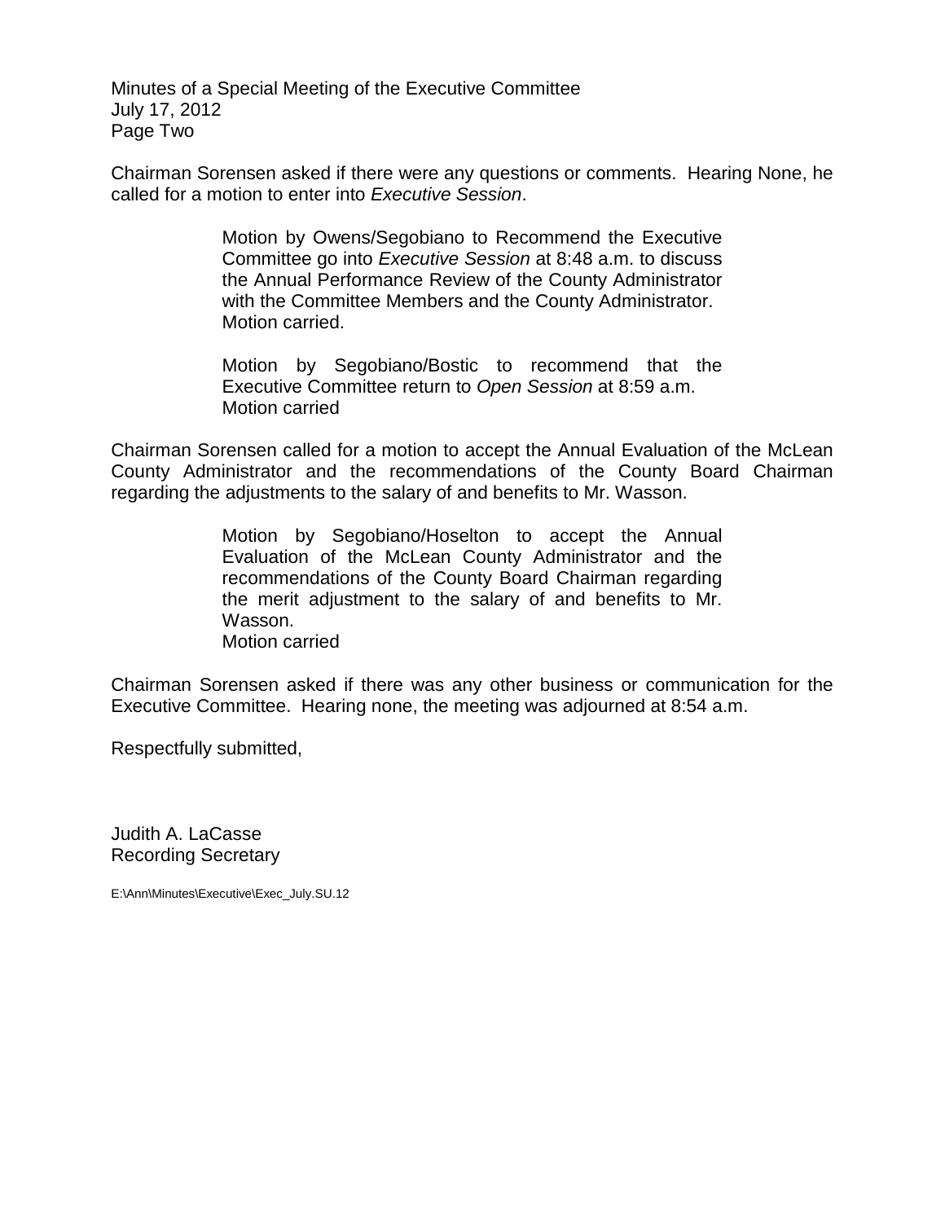Chairman Sorensen asked if there were any questions or comments. Hearing None, he called for a motion to enter into *Executive Session*.

> Motion by Owens/Segobiano to Recommend the Executive Committee go into *Executive Session* at 8:48 a.m. to discuss the Annual Performance Review of the County Administrator with the Committee Members and the County Administrator.
> Motion carried.
>
> Motion by Segobiano/Bostic to recommend that the Executive Committee return to *Open Session* at 8:59 a.m.
> Motion carried

Chairman Sorensen called for a motion to accept the Annual Evaluation of the McLean County Administrator and the recommendations of the County Board Chairman regarding the adjustments to the salary of and benefits to Mr. Wasson.

> Motion by Segobiano/Hoselton to accept the Annual Evaluation of the McLean County Administrator and the recommendations of the County Board Chairman regarding the merit adjustment to the salary of and benefits to Mr. Wasson.
> Motion carried

Chairman Sorensen asked if there was any other business or communication for the Executive Committee. Hearing none, the meeting was adjourned at 8:54 a.m.

Respectfully submitted,

Judith A. LaCasse
Recording Secretary

E:\Ann\Minutes\Executive\Exec_July.SU.12